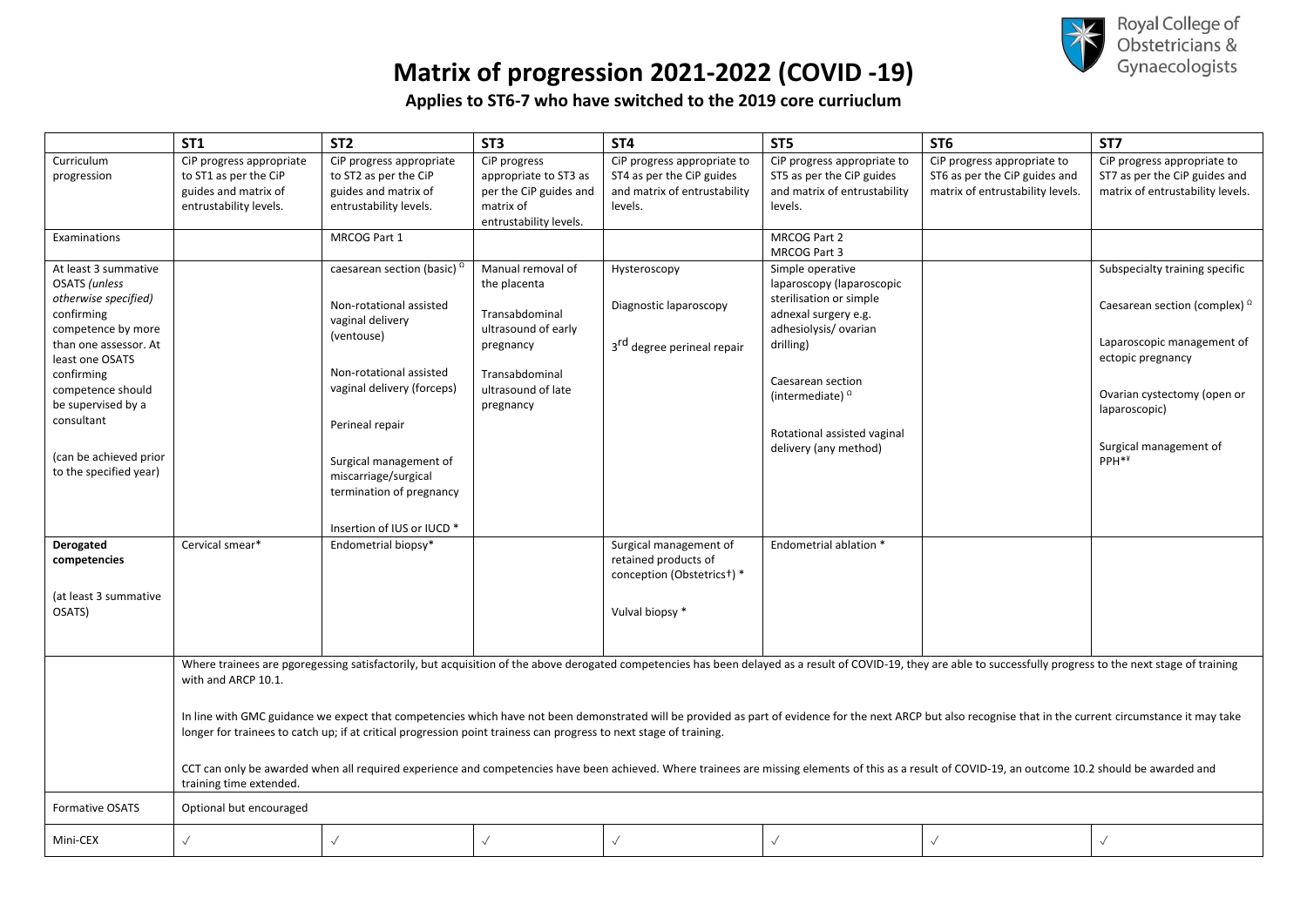# Matrix of progression 2021-2022 (COVID -19)

**Applies to ST6-7 who have switched to the 2019 core curriuclum**

| | ST1 | ST2 | ST3 | ST4 | ST5 | ST6 | ST7 |
|---|---|---|---|---|---|---|---|
| Curriculum progression | CiP progress appropriate to ST1 as per the CiP guides and matrix of entrustability levels. | CiP progress appropriate to ST2 as per the CiP guides and matrix of entrustability levels. | CiP progress appropriate to ST3 as per the CiP guides and matrix of entrustability levels. | CiP progress appropriate to ST4 as per the CiP guides and matrix of entrustability levels. | CiP progress appropriate to ST5 as per the CiP guides and matrix of entrustability levels. | CiP progress appropriate to ST6 as per the CiP guides and matrix of entrustability levels. | CiP progress appropriate to ST7 as per the CiP guides and matrix of entrustability levels. |
| Examinations | | MRCOG Part 1 | | | MRCOG Part 2<br>MRCOG Part 3 | | |
| At least 3 summative OSATS *(unless otherwise specified)* confirming competence by more than one assessor. At least one OSATS confirming competence should be supervised by a consultant<br><br>(can be achieved prior to the specified year) | | caesarean section (basic) Ω<br><br>Non-rotational assisted vaginal delivery (ventouse)<br><br>Non-rotational assisted vaginal delivery (forceps)<br><br>Perineal repair<br><br>Surgical management of miscarriage/surgical termination of pregnancy<br><br>Insertion of IUS or IUCD * | Manual removal of the placenta<br><br>Transabdominal ultrasound of early pregnancy<br><br>Transabdominal ultrasound of late pregnancy | Hysteroscopy<br><br>Diagnostic laparoscopy<br><br>3rd degree perineal repair | Simple operative laparoscopy (laparoscopic sterilisation or simple adnexal surgery e.g. adhesiolysis/ ovarian drilling)<br><br>Caesarean section (intermediate) Ω<br><br>Rotational assisted vaginal delivery (any method) | | Subspecialty training specific<br><br>Caesarean section (complex) Ω<br><br>Laparoscopic management of ectopic pregnancy<br><br>Ovarian cystectomy (open or laparoscopic)<br><br>Surgical management of PPH*¥ |
| **Derogated competencies**<br><br>(at least 3 summative OSATS) | Cervical smear* | Endometrial biopsy* | | Surgical management of retained products of conception (Obstetrics†) *<br><br>Vulval biopsy * | Endometrial ablation * | | |
| | Where trainees are pgoregessing satisfactorily, but acquisition of the above derogated competencies has been delayed as a result of COVID-19, they are able to successfully progress to the next stage of training with and ARCP 10.1.<br><br>In line with GMC guidance we expect that competencies which have not been demonstrated will be provided as part of evidence for the next ARCP but also recognise that in the current circumstance it may take longer for trainees to catch up; if at critical progression point trainess can progress to next stage of training.<br><br>CCT can only be awarded when all required experience and competencies have been achieved. Where trainees are missing elements of this as a result of COVID-19, an outcome 10.2 should be awarded and training time extended. | | | | | | |
| Formative OSATS | Optional but encouraged | | | | | | |
| Mini-CEX | ✓ | ✓ | ✓ | ✓ | ✓ | ✓ | ✓ |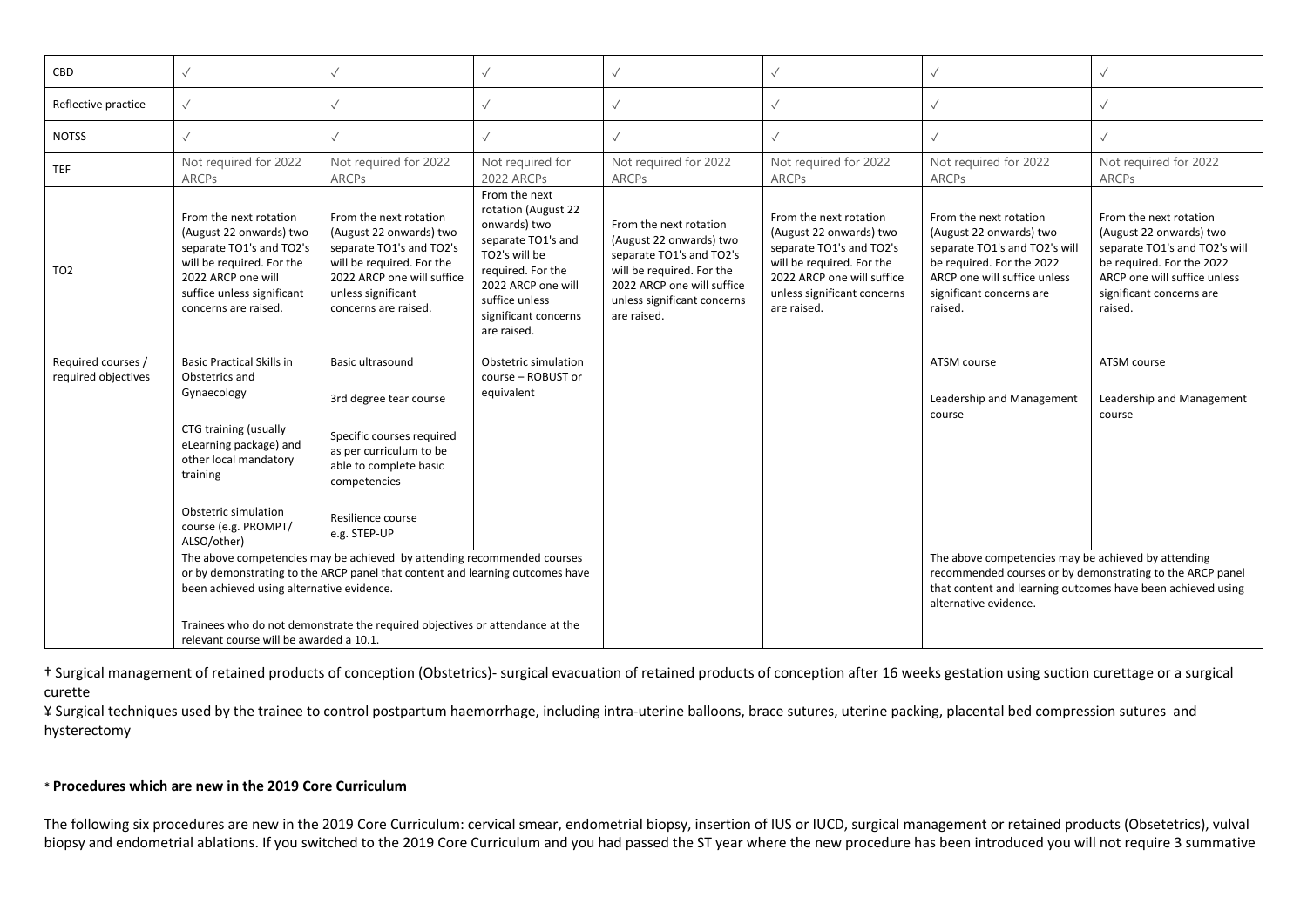| CBD | √ | √ | √ | √ | √ | √ | √ |
|---|---|---|---|---|---|---|---|
| Reflective practice | √ | √ | √ | √ | √ | √ | √ |
| NOTSS | √ | √ | √ | √ | √ | √ | √ |
| TEF | Not required for 2022 ARCPs | Not required for 2022 ARCPs | Not required for 2022 ARCPs | Not required for 2022 ARCPs | Not required for 2022 ARCPs | Not required for 2022 ARCPs | Not required for 2022 ARCPs |
| TO2 | From the next rotation (August 22 onwards) two separate TO1's and TO2's will be required. For the 2022 ARCP one will suffice unless significant concerns are raised. | From the next rotation (August 22 onwards) two separate TO1's and TO2's will be required. For the 2022 ARCP one will suffice unless significant concerns are raised. | From the next rotation (August 22 onwards) two separate TO1's and TO2's will be required. For the 2022 ARCP one will suffice unless significant concerns are raised. | From the next rotation (August 22 onwards) two separate TO1's and TO2's will be required. For the 2022 ARCP one will suffice unless significant concerns are raised. | From the next rotation (August 22 onwards) two separate TO1's and TO2's will be required. For the 2022 ARCP one will suffice unless significant concerns are raised. | From the next rotation (August 22 onwards) two separate TO1's and TO2's will be required. For the 2022 ARCP one will suffice unless significant concerns are raised. | From the next rotation (August 22 onwards) two separate TO1's and TO2's will be required. For the 2022 ARCP one will suffice unless significant concerns are raised. |
| Required courses / required objectives | Basic Practical Skills in Obstetrics and Gynaecology<br><br>CTG training (usually eLearning package) and other local mandatory training<br><br>Obstetric simulation course (e.g. PROMPT/ ALSO/other) | Basic ultrasound<br><br>3rd degree tear course<br><br>Specific courses required as per curriculum to be able to complete basic competencies<br><br>Resilience course e.g. STEP-UP | Obstetric simulation course – ROBUST or equivalent | | | ATSM course<br><br>Leadership and Management course | ATSM course<br><br>Leadership and Management course |
| | The above competencies may be achieved by attending recommended courses or by demonstrating to the ARCP panel that content and learning outcomes have been achieved using alternative evidence.<br><br>Trainees who do not demonstrate the required objectives or attendance at the relevant course will be awarded a 10.1. | | | | | The above competencies may be achieved by attending recommended courses or by demonstrating to the ARCP panel that content and learning outcomes have been achieved using alternative evidence. | |

† Surgical management of retained products of conception (Obstetrics)- surgical evacuation of retained products of conception after 16 weeks gestation using suction curettage or a surgical curette

¥ Surgical techniques used by the trainee to control postpartum haemorrhage, including intra-uterine balloons, brace sutures, uterine packing, placental bed compression sutures and hysterectomy

\* **Procedures which are new in the 2019 Core Curriculum**

The following six procedures are new in the 2019 Core Curriculum: cervical smear, endometrial biopsy, insertion of IUS or IUCD, surgical management or retained products (Obsetetrics), vulval biopsy and endometrial ablations. If you switched to the 2019 Core Curriculum and you had passed the ST year where the new procedure has been introduced you will not require 3 summative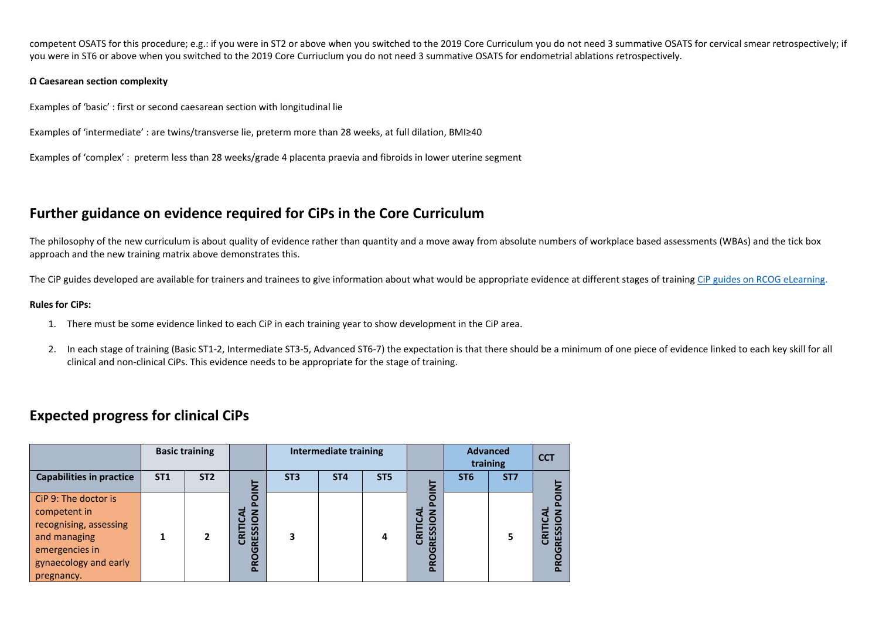competent OSATS for this procedure; e.g.: if you were in ST2 or above when you switched to the 2019 Core Curriculum you do not need 3 summative OSATS for cervical smear retrospectively; if you were in ST6 or above when you switched to the 2019 Core Curriuclum you do not need 3 summative OSATS for endometrial ablations retrospectively.

**Ω Caesarean section complexity**

Examples of 'basic' : first or second caesarean section with longitudinal lie

Examples of 'intermediate' : are twins/transverse lie, preterm more than 28 weeks, at full dilation, BMI≥40

Examples of 'complex' : preterm less than 28 weeks/grade 4 placenta praevia and fibroids in lower uterine segment

## Further guidance on evidence required for CiPs in the Core Curriculum

The philosophy of the new curriculum is about quality of evidence rather than quantity and a move away from absolute numbers of workplace based assessments (WBAs) and the tick box approach and the new training matrix above demonstrates this.

The CiP guides developed are available for trainers and trainees to give information about what would be appropriate evidence at different stages of training [CiP guides on RCOG eLearning.](CiP guides on RCOG eLearning.)

**Rules for CiPs:**

1. There must be some evidence linked to each CiP in each training year to show development in the CiP area.
2. In each stage of training (Basic ST1-2, Intermediate ST3-5, Advanced ST6-7) the expectation is that there should be a minimum of one piece of evidence linked to each key skill for all clinical and non-clinical CiPs. This evidence needs to be appropriate for the stage of training.

## Expected progress for clinical CiPs

| | Basic training | | | Intermediate training | | | | Advanced training | | CCT |
|---|---|---|---|---|---|---|---|---|---|---|
| **Capabilities in practice** | **ST1** | **ST2** | **CRITICAL PROGRESSION POINT** | **ST3** | **ST4** | **ST5** | **CRITICAL PROGRESSION POINT** | **ST6** | **ST7** | **CRITICAL PROGRESSION POINT** |
| CiP 9: The doctor is competent in recognising, assessing and managing emergencies in gynaecology and early pregnancy. | 1 | 2 | | 3 | | 4 | | | 5 | |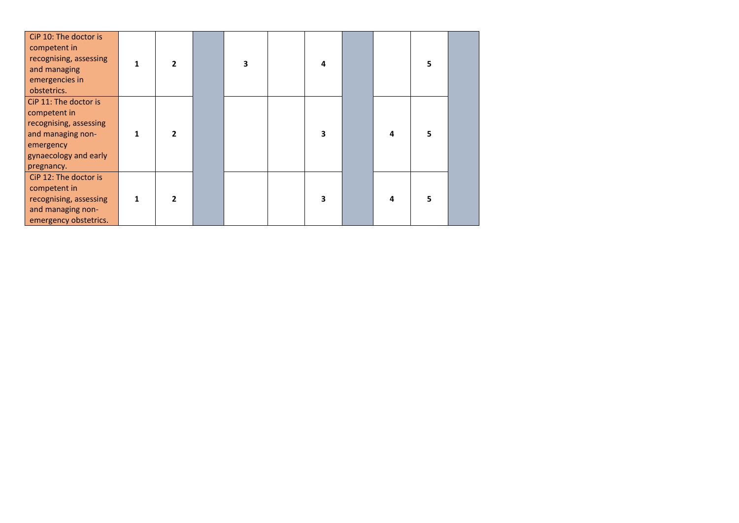| | | | | | | | | | | |
|---|---|---|---|---|---|---|---|---|---|---|
| CiP 10: The doctor is competent in recognising, assessing and managing emergencies in obstetrics. | **1** | **2** | | **3** | | **4** | | | **5** | |
| CiP 11: The doctor is competent in recognising, assessing and managing non-emergency gynaecology and early pregnancy. | **1** | **2** | | | | **3** | | **4** | **5** | |
| CiP 12: The doctor is competent in recognising, assessing and managing non-emergency obstetrics. | **1** | **2** | | | | **3** | | **4** | **5** | |